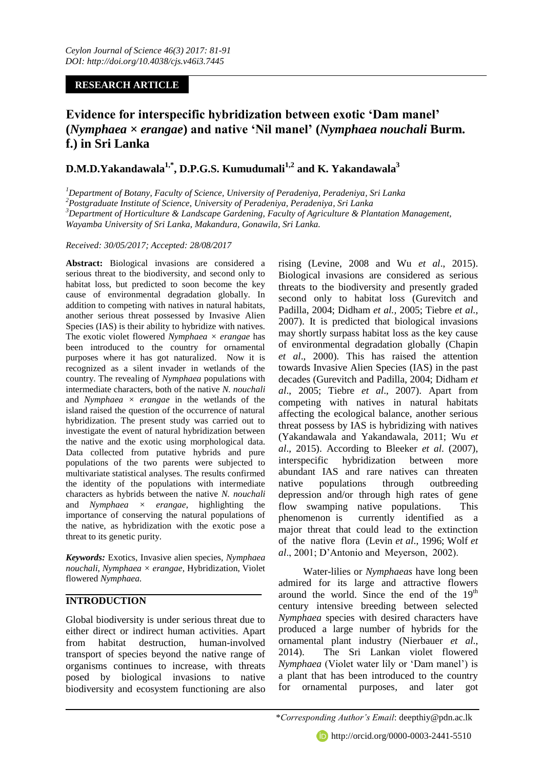**RESEARCH ARTICLE**

# Evidence for interspecific hybridization between exotic 'Dam manel' (*Nymphaea × erangae*) and native 'Nil manel' (*Nymphaea nouchali* Burm. f.) in Sri Lanka

**D.M.D.Yakandawala[1,*], D.P.G.S. Kumudumali[1,2] and K. Yakandawala[3]**

[1]*Department of Botany, Faculty of Science, University of Peradeniya, Peradeniya, Sri Lanka*
[2]*Postgraduate Institute of Science, University of Peradeniya, Peradeniya, Sri Lanka*
[3]*Department of Horticulture & Landscape Gardening, Faculty of Agriculture & Plantation Management, Wayamba University of Sri Lanka, Makandura, Gonawila, Sri Lanka.*

*Received: 30/05/2017; Accepted: 28/08/2017*

**Abstract:** Biological invasions are considered a serious threat to the biodiversity, and second only to habitat loss, but predicted to soon become the key cause of environmental degradation globally. In addition to competing with natives in natural habitats, another serious threat possessed by Invasive Alien Species (IAS) is their ability to hybridize with natives. The exotic violet flowered *Nymphaea × erangae* has been introduced to the country for ornamental purposes where it has got naturalized. Now it is recognized as a silent invader in wetlands of the country. The revealing of *Nymphaea* populations with intermediate characters, both of the native *N. nouchali* and *Nymphaea × erangae* in the wetlands of the island raised the question of the occurrence of natural hybridization. The present study was carried out to investigate the event of natural hybridization between the native and the exotic using morphological data. Data collected from putative hybrids and pure populations of the two parents were subjected to multivariate statistical analyses. The results confirmed the identity of the populations with intermediate characters as hybrids between the native *N. nouchali* and *Nymphaea × erangae*, highlighting the importance of conserving the natural populations of the native, as hybridization with the exotic pose a threat to its genetic purity.

***Keywords:*** Exotics, Invasive alien species, *Nymphaea nouchali*, *Nymphaea × erangae*, Hybridization, Violet flowered *Nymphaea.*

## INTRODUCTION

Global biodiversity is under serious threat due to either direct or indirect human activities. Apart from habitat destruction, human-involved transport of species beyond the native range of organisms continues to increase, with threats posed by biological invasions to native biodiversity and ecosystem functioning are also rising (Levine, 2008 and Wu *et al*., 2015). Biological invasions are considered as serious threats to the biodiversity and presently graded second only to habitat loss (Gurevitch and Padilla, 2004; Didham *et al.*, 2005; Tiebre *et al.*, 2007). It is predicted that biological invasions may shortly surpass habitat loss as the key cause of environmental degradation globally (Chapin *et al*., 2000). This has raised the attention towards Invasive Alien Species (IAS) in the past decades (Gurevitch and Padilla, 2004; Didham *et al*., 2005; Tiebre *et al*., 2007). Apart from competing with natives in natural habitats affecting the ecological balance, another serious threat possess by IAS is hybridizing with natives (Yakandawala and Yakandawala, 2011; Wu *et al*., 2015). According to Bleeker *et al.* (2007), interspecific hybridization between more abundant IAS and rare natives can threaten native populations through outbreeding depression and/or through high rates of gene flow swamping native populations. This phenomenon is currently identified as a major threat that could lead to the extinction of the native flora (Levin *et al*., 1996; Wolf *et al*., 2001; D'Antonio and Meyerson, 2002).

Water-lilies or *Nymphaeas* have long been admired for its large and attractive flowers around the world. Since the end of the 19th century intensive breeding between selected *Nymphaea* species with desired characters have produced a large number of hybrids for the ornamental plant industry (Nierbauer *et al*., 2014). The Sri Lankan violet flowered *Nymphaea* (Violet water lily or 'Dam manel') is a plant that has been introduced to the country for ornamental purposes, and later got

\**Corresponding Author's Email*: deepthiy@pdn.ac.lk

http://orcid.org/0000-0003-2441-5510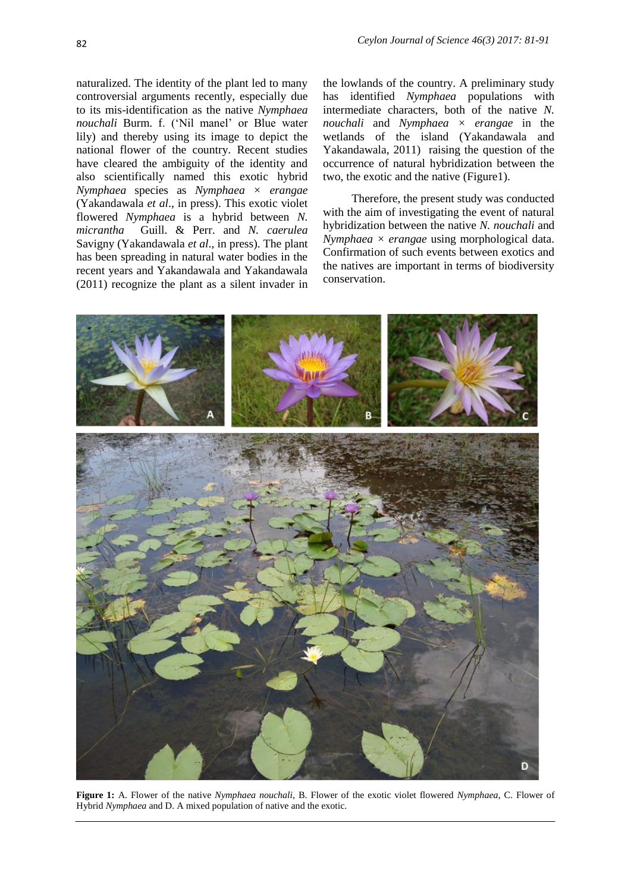naturalized. The identity of the plant led to many controversial arguments recently, especially due to its mis-identification as the native *Nymphaea nouchali* Burm. f. ('Nil manel' or Blue water lily) and thereby using its image to depict the national flower of the country. Recent studies have cleared the ambiguity of the identity and also scientifically named this exotic hybrid *Nymphaea* species as *Nymphaea* × *erangae* (Yakandawala *et al*., in press). This exotic violet flowered *Nymphaea* is a hybrid between *N. micrantha* Guill. & Perr. and *N. caerulea* Savigny (Yakandawala *et al*., in press). The plant has been spreading in natural water bodies in the recent years and Yakandawala and Yakandawala (2011) recognize the plant as a silent invader in the lowlands of the country. A preliminary study has identified *Nymphaea* populations with intermediate characters, both of the native *N. nouchali* and *Nymphaea* × *erangae* in the wetlands of the island (Yakandawala and Yakandawala, 2011) raising the question of the occurrence of natural hybridization between the two, the exotic and the native (Figure1).

Therefore, the present study was conducted with the aim of investigating the event of natural hybridization between the native *N. nouchali* and *Nymphaea* × *erangae* using morphological data. Confirmation of such events between exotics and the natives are important in terms of biodiversity conservation.

**Figure 1:** A. Flower of the native *Nymphaea nouchali*, B. Flower of the exotic violet flowered *Nymphaea*, C. Flower of Hybrid *Nymphaea* and D. A mixed population of native and the exotic.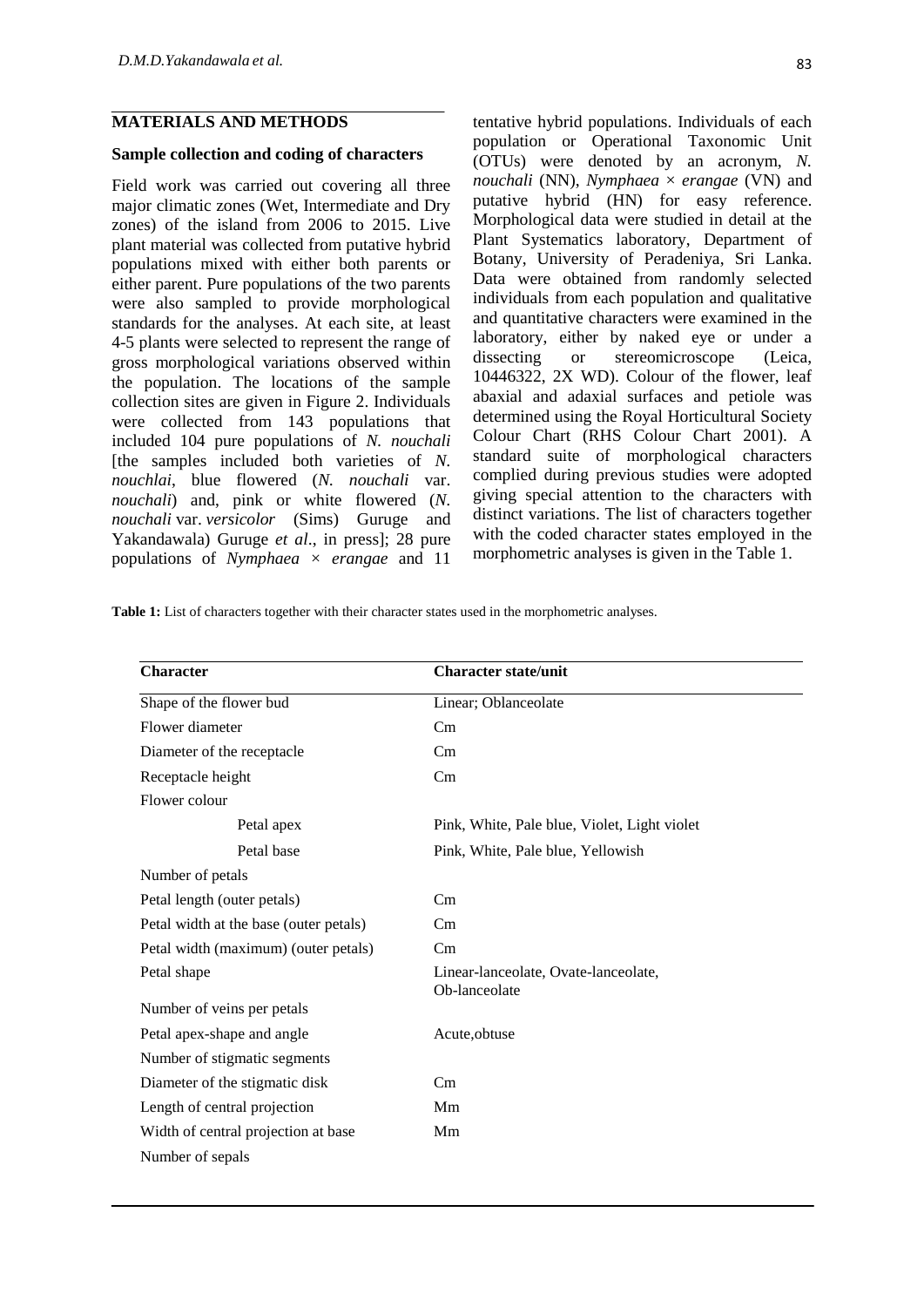## MATERIALS AND METHODS

### Sample collection and coding of characters

Field work was carried out covering all three major climatic zones (Wet, Intermediate and Dry zones) of the island from 2006 to 2015. Live plant material was collected from putative hybrid populations mixed with either both parents or either parent. Pure populations of the two parents were also sampled to provide morphological standards for the analyses. At each site, at least 4-5 plants were selected to represent the range of gross morphological variations observed within the population. The locations of the sample collection sites are given in Figure 2. Individuals were collected from 143 populations that included 104 pure populations of *N. nouchali* [the samples included both varieties of *N. nouchlai*, blue flowered (*N. nouchali* var. *nouchali*) and, pink or white flowered (*N. nouchali* var. *versicolor* (Sims) Guruge and Yakandawala) Guruge *et al*., in press]; 28 pure populations of *Nymphaea* × *erangae* and 11 tentative hybrid populations. Individuals of each population or Operational Taxonomic Unit (OTUs) were denoted by an acronym, *N. nouchali* (NN), *Nymphaea* × *erangae* (VN) and putative hybrid (HN) for easy reference. Morphological data were studied in detail at the Plant Systematics laboratory, Department of Botany, University of Peradeniya, Sri Lanka. Data were obtained from randomly selected individuals from each population and qualitative and quantitative characters were examined in the laboratory, either by naked eye or under a dissecting or stereomicroscope (Leica, 10446322, 2X WD). Colour of the flower, leaf abaxial and adaxial surfaces and petiole was determined using the Royal Horticultural Society Colour Chart (RHS Colour Chart 2001). A standard suite of morphological characters complied during previous studies were adopted giving special attention to the characters with distinct variations. The list of characters together with the coded character states employed in the morphometric analyses is given in the Table 1.

**Table 1:** List of characters together with their character states used in the morphometric analyses.

| Character | Character state/unit |
|---|---|
| Shape of the flower bud | Linear; Oblanceolate |
| Flower diameter | Cm |
| Diameter of the receptacle | Cm |
| Receptacle height | Cm |
| Flower colour | |
| Petal apex | Pink, White, Pale blue, Violet, Light violet |
| Petal base | Pink, White, Pale blue, Yellowish |
| Number of petals | |
| Petal length (outer petals) | Cm |
| Petal width at the base (outer petals) | Cm |
| Petal width (maximum) (outer petals) | Cm |
| Petal shape | Linear-lanceolate, Ovate-lanceolate, Ob-lanceolate |
| Number of veins per petals | |
| Petal apex-shape and angle | Acute,obtuse |
| Number of stigmatic segments | |
| Diameter of the stigmatic disk | Cm |
| Length of central projection | Mm |
| Width of central projection at base | Mm |
| Number of sepals | |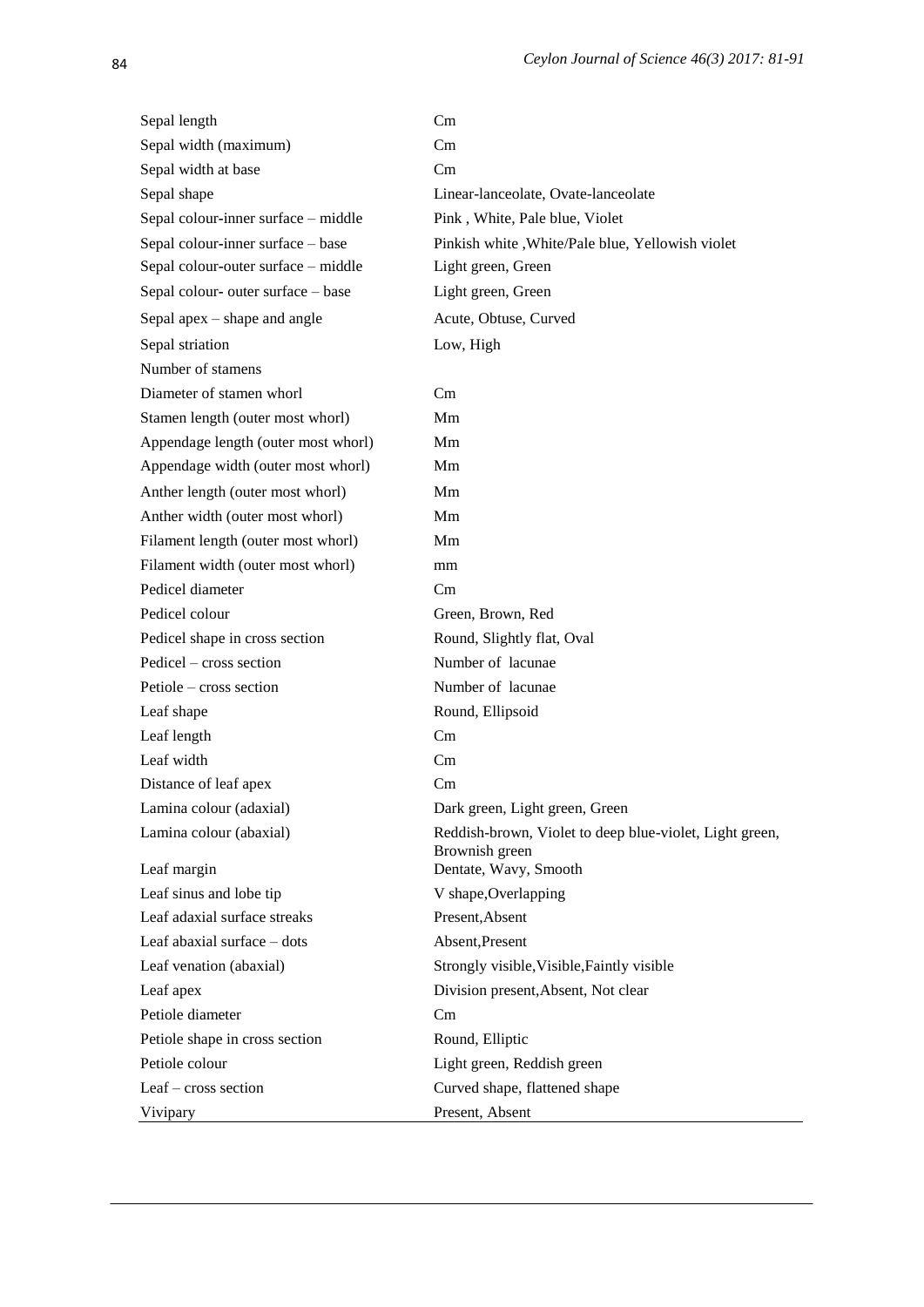| | |
|---|---|
| Sepal length | Cm |
| Sepal width (maximum) | Cm |
| Sepal width at base | Cm |
| Sepal shape | Linear-lanceolate, Ovate-lanceolate |
| Sepal colour-inner surface – middle | Pink , White, Pale blue, Violet |
| Sepal colour-inner surface – base | Pinkish white ,White/Pale blue, Yellowish violet |
| Sepal colour-outer surface – middle | Light green, Green |
| Sepal colour- outer surface – base | Light green, Green |
| Sepal apex – shape and angle | Acute, Obtuse, Curved |
| Sepal striation | Low, High |
| Number of stamens | |
| Diameter of stamen whorl | Cm |
| Stamen length (outer most whorl) | Mm |
| Appendage length (outer most whorl) | Mm |
| Appendage width (outer most whorl) | Mm |
| Anther length (outer most whorl) | Mm |
| Anther width (outer most whorl) | Mm |
| Filament length (outer most whorl) | Mm |
| Filament width (outer most whorl) | mm |
| Pedicel diameter | Cm |
| Pedicel colour | Green, Brown, Red |
| Pedicel shape in cross section | Round, Slightly flat, Oval |
| Pedicel – cross section | Number of lacunae |
| Petiole – cross section | Number of lacunae |
| Leaf shape | Round, Ellipsoid |
| Leaf length | Cm |
| Leaf width | Cm |
| Distance of leaf apex | Cm |
| Lamina colour (adaxial) | Dark green, Light green, Green |
| Lamina colour (abaxial) | Reddish-brown, Violet to deep blue-violet, Light green, Brownish green |
| Leaf margin | Dentate, Wavy, Smooth |
| Leaf sinus and lobe tip | V shape,Overlapping |
| Leaf adaxial surface streaks | Present,Absent |
| Leaf abaxial surface – dots | Absent,Present |
| Leaf venation (abaxial) | Strongly visible,Visible,Faintly visible |
| Leaf apex | Division present,Absent, Not clear |
| Petiole diameter | Cm |
| Petiole shape in cross section | Round, Elliptic |
| Petiole colour | Light green, Reddish green |
| Leaf – cross section | Curved shape, flattened shape |
| Vivipary | Present, Absent |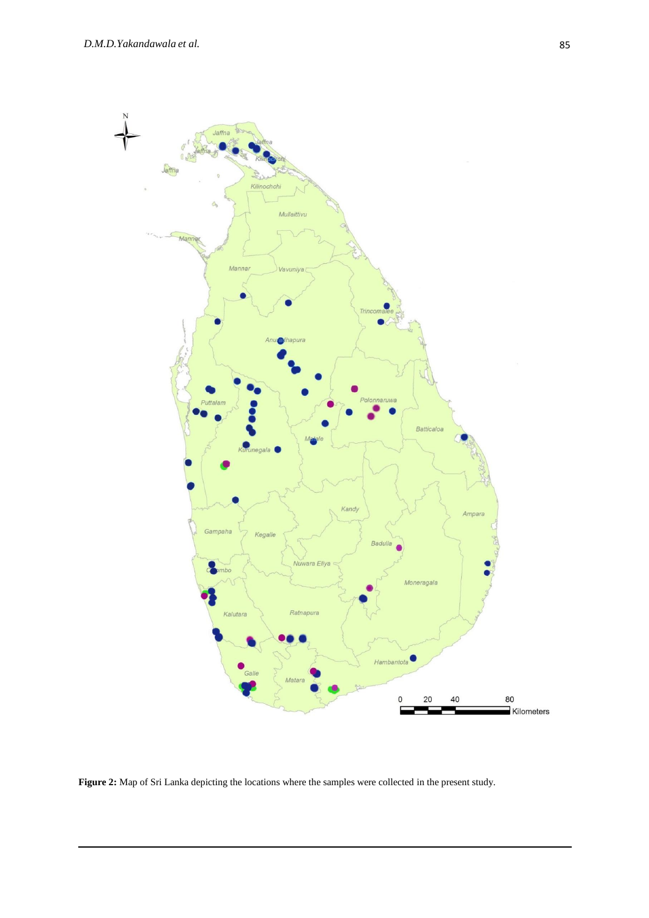**Figure 2:** Map of Sri Lanka depicting the locations where the samples were collected in the present study.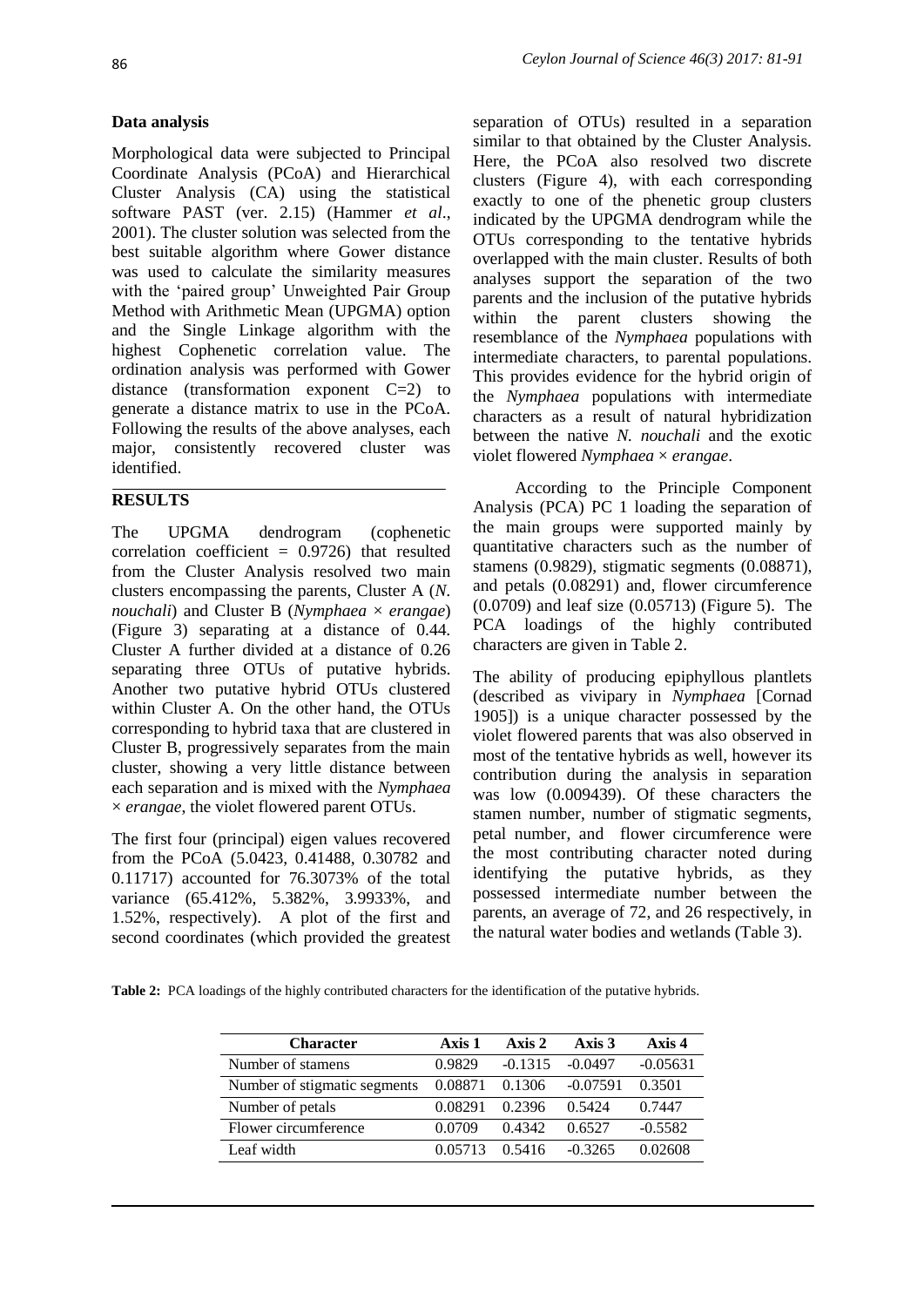**Data analysis**

Morphological data were subjected to Principal Coordinate Analysis (PCoA) and Hierarchical Cluster Analysis (CA) using the statistical software PAST (ver. 2.15) (Hammer *et al*., 2001). The cluster solution was selected from the best suitable algorithm where Gower distance was used to calculate the similarity measures with the 'paired group' Unweighted Pair Group Method with Arithmetic Mean (UPGMA) option and the Single Linkage algorithm with the highest Cophenetic correlation value. The ordination analysis was performed with Gower distance (transformation exponent C=2) to generate a distance matrix to use in the PCoA. Following the results of the above analyses, each major, consistently recovered cluster was identified.

## RESULTS

The UPGMA dendrogram (cophenetic correlation coefficient = 0.9726) that resulted from the Cluster Analysis resolved two main clusters encompassing the parents, Cluster A (*N. nouchali*) and Cluster B (*Nymphaea* × *erangae*) (Figure 3) separating at a distance of 0.44. Cluster A further divided at a distance of 0.26 separating three OTUs of putative hybrids. Another two putative hybrid OTUs clustered within Cluster A. On the other hand, the OTUs corresponding to hybrid taxa that are clustered in Cluster B, progressively separates from the main cluster, showing a very little distance between each separation and is mixed with the *Nymphaea* × *erangae*, the violet flowered parent OTUs.

The first four (principal) eigen values recovered from the PCoA (5.0423, 0.41488, 0.30782 and 0.11717) accounted for 76.3073% of the total variance (65.412%, 5.382%, 3.9933%, and 1.52%, respectively). A plot of the first and second coordinates (which provided the greatest separation of OTUs) resulted in a separation similar to that obtained by the Cluster Analysis. Here, the PCoA also resolved two discrete clusters (Figure 4), with each corresponding exactly to one of the phenetic group clusters indicated by the UPGMA dendrogram while the OTUs corresponding to the tentative hybrids overlapped with the main cluster. Results of both analyses support the separation of the two parents and the inclusion of the putative hybrids within the parent clusters showing the resemblance of the *Nymphaea* populations with intermediate characters, to parental populations. This provides evidence for the hybrid origin of the *Nymphaea* populations with intermediate characters as a result of natural hybridization between the native *N. nouchali* and the exotic violet flowered *Nymphaea* × *erangae*.

According to the Principle Component Analysis (PCA) PC 1 loading the separation of the main groups were supported mainly by quantitative characters such as the number of stamens (0.9829), stigmatic segments (0.08871), and petals (0.08291) and, flower circumference (0.0709) and leaf size (0.05713) (Figure 5). The PCA loadings of the highly contributed characters are given in Table 2.

The ability of producing epiphyllous plantlets (described as vivipary in *Nymphaea* [Cornad 1905]) is a unique character possessed by the violet flowered parents that was also observed in most of the tentative hybrids as well, however its contribution during the analysis in separation was low (0.009439). Of these characters the stamen number, number of stigmatic segments, petal number, and flower circumference were the most contributing character noted during identifying the putative hybrids, as they possessed intermediate number between the parents, an average of 72, and 26 respectively, in the natural water bodies and wetlands (Table 3).

**Table 2:** PCA loadings of the highly contributed characters for the identification of the putative hybrids.

| Character | Axis 1 | Axis 2 | Axis 3 | Axis 4 |
|---|---|---|---|---|
| Number of stamens | 0.9829 | -0.1315 | -0.0497 | -0.05631 |
| Number of stigmatic segments | 0.08871 | 0.1306 | -0.07591 | 0.3501 |
| Number of petals | 0.08291 | 0.2396 | 0.5424 | 0.7447 |
| Flower circumference | 0.0709 | 0.4342 | 0.6527 | -0.5582 |
| Leaf width | 0.05713 | 0.5416 | -0.3265 | 0.02608 |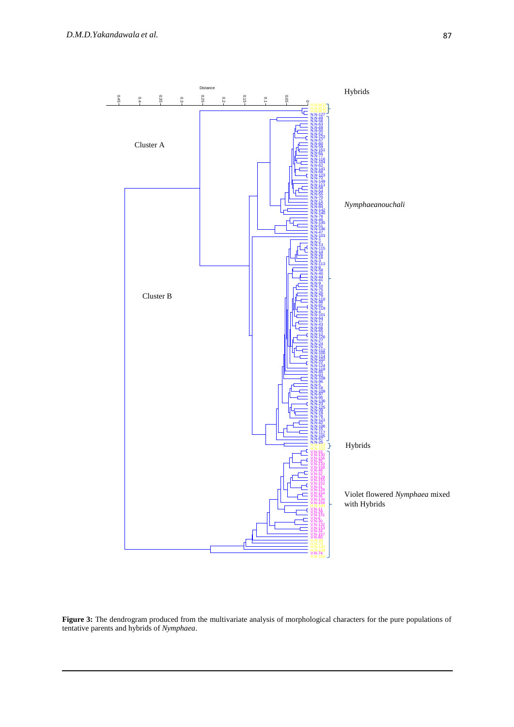Figure 3: The dendrogram produced from the multivariate analysis of morphological characters for the pure populations of tentative parents and hybrids of *Nymphaea*.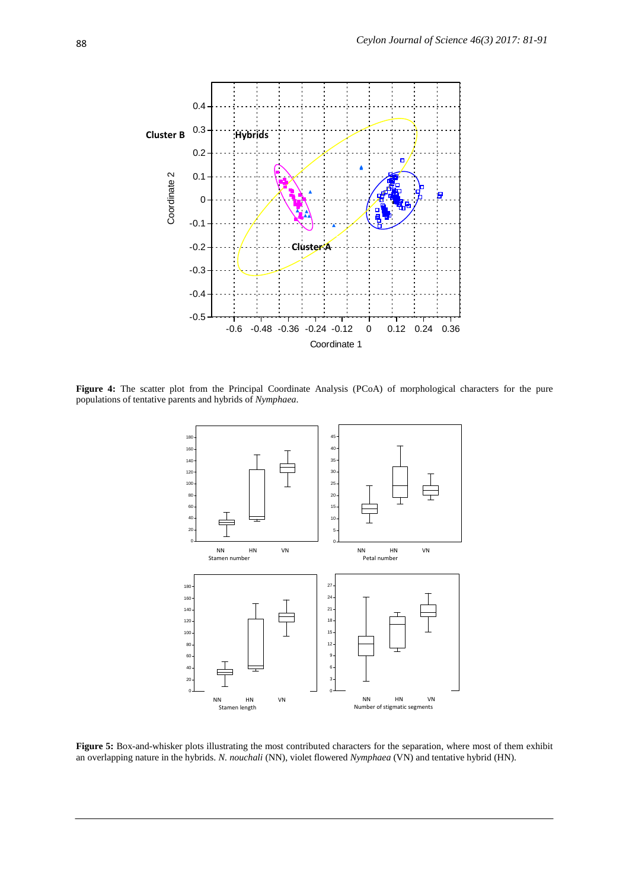**Figure 4:** The scatter plot from the Principal Coordinate Analysis (PCoA) of morphological characters for the pure populations of tentative parents and hybrids of *Nymphaea*.

**Figure 5:** Box-and-whisker plots illustrating the most contributed characters for the separation, where most of them exhibit an overlapping nature in the hybrids. *N. nouchali* (NN), violet flowered *Nymphaea* (VN) and tentative hybrid (HN).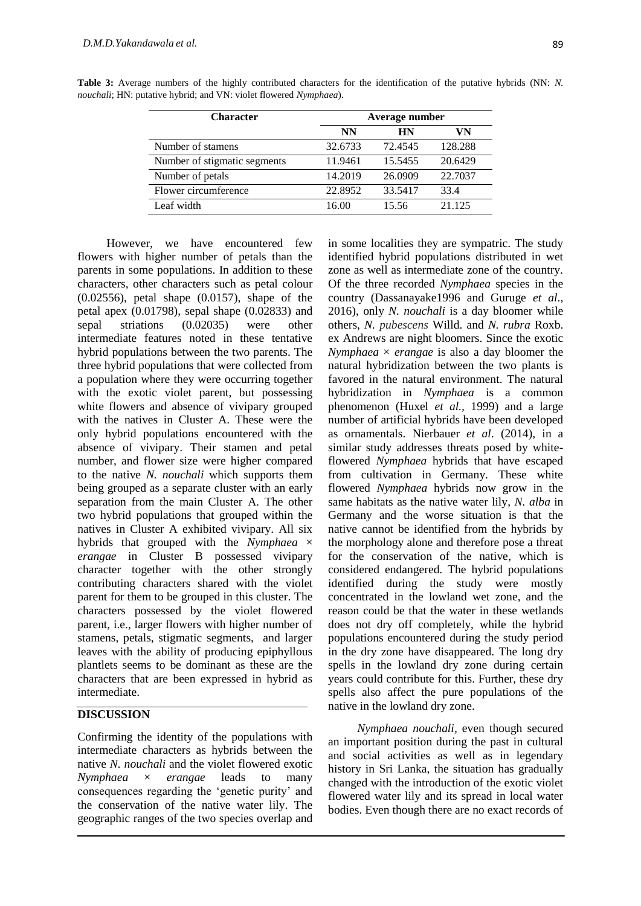**Table 3:** Average numbers of the highly contributed characters for the identification of the putative hybrids (NN: *N. nouchali*; HN: putative hybrid; and VN: violet flowered *Nymphaea*).

| Character | Average number | | |
|---|---|---|---|
| | NN | HN | VN |
| Number of stamens | 32.6733 | 72.4545 | 128.288 |
| Number of stigmatic segments | 11.9461 | 15.5455 | 20.6429 |
| Number of petals | 14.2019 | 26.0909 | 22.7037 |
| Flower circumference | 22.8952 | 33.5417 | 33.4 |
| Leaf width | 16.00 | 15.56 | 21.125 |

However, we have encountered few flowers with higher number of petals than the parents in some populations. In addition to these characters, other characters such as petal colour (0.02556), petal shape (0.0157), shape of the petal apex (0.01798), sepal shape (0.02833) and sepal striations (0.02035) were other intermediate features noted in these tentative hybrid populations between the two parents. The three hybrid populations that were collected from a population where they were occurring together with the exotic violet parent, but possessing white flowers and absence of vivipary grouped with the natives in Cluster A. These were the only hybrid populations encountered with the absence of vivipary. Their stamen and petal number, and flower size were higher compared to the native *N. nouchali* which supports them being grouped as a separate cluster with an early separation from the main Cluster A. The other two hybrid populations that grouped within the natives in Cluster A exhibited vivipary. All six hybrids that grouped with the *Nymphaea* × *erangae* in Cluster B possessed vivipary character together with the other strongly contributing characters shared with the violet parent for them to be grouped in this cluster. The characters possessed by the violet flowered parent, i.e., larger flowers with higher number of stamens, petals, stigmatic segments, and larger leaves with the ability of producing epiphyllous plantlets seems to be dominant as these are the characters that are been expressed in hybrid as intermediate.

## DISCUSSION

Confirming the identity of the populations with intermediate characters as hybrids between the native *N. nouchali* and the violet flowered exotic *Nymphaea* × *erangae* leads to many consequences regarding the 'genetic purity' and the conservation of the native water lily. The geographic ranges of the two species overlap and in some localities they are sympatric. The study identified hybrid populations distributed in wet zone as well as intermediate zone of the country. Of the three recorded *Nymphaea* species in the country (Dassanayake1996 and Guruge *et al*., 2016), only *N. nouchali* is a day bloomer while others, *N. pubescens* Willd. and *N. rubra* Roxb. ex Andrews are night bloomers. Since the exotic *Nymphaea* × *erangae* is also a day bloomer the natural hybridization between the two plants is favored in the natural environment. The natural hybridization in *Nymphaea* is a common phenomenon (Huxel *et al.,* 1999) and a large number of artificial hybrids have been developed as ornamentals. Nierbauer *et al*. (2014), in a similar study addresses threats posed by white-flowered *Nymphaea* hybrids that have escaped from cultivation in Germany. These white flowered *Nymphaea* hybrids now grow in the same habitats as the native water lily, *N. alba* in Germany and the worse situation is that the native cannot be identified from the hybrids by the morphology alone and therefore pose a threat for the conservation of the native, which is considered endangered. The hybrid populations identified during the study were mostly concentrated in the lowland wet zone, and the reason could be that the water in these wetlands does not dry off completely, while the hybrid populations encountered during the study period in the dry zone have disappeared. The long dry spells in the lowland dry zone during certain years could contribute for this. Further, these dry spells also affect the pure populations of the native in the lowland dry zone.

*Nymphaea nouchali,* even though secured an important position during the past in cultural and social activities as well as in legendary history in Sri Lanka, the situation has gradually changed with the introduction of the exotic violet flowered water lily and its spread in local water bodies. Even though there are no exact records of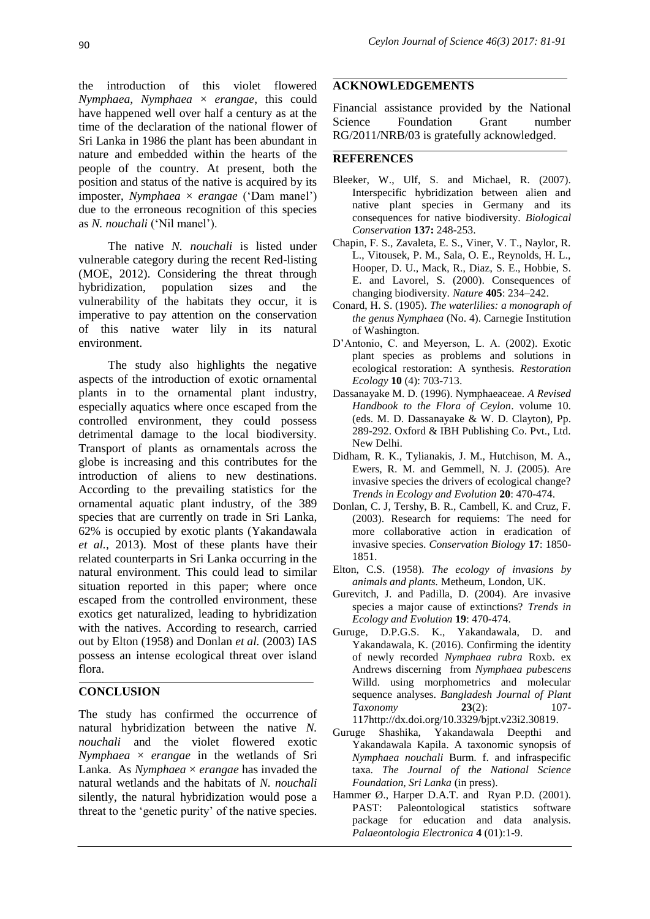the introduction of this violet flowered *Nymphaea*, *Nymphaea* × *erangae*, this could have happened well over half a century as at the time of the declaration of the national flower of Sri Lanka in 1986 the plant has been abundant in nature and embedded within the hearts of the people of the country. At present, both the position and status of the native is acquired by its imposter, *Nymphaea* × *erangae* ('Dam manel') due to the erroneous recognition of this species as *N. nouchali* ('Nil manel').

The native *N. nouchali* is listed under vulnerable category during the recent Red-listing (MOE, 2012). Considering the threat through hybridization, population sizes and the vulnerability of the habitats they occur, it is imperative to pay attention on the conservation of this native water lily in its natural environment.

The study also highlights the negative aspects of the introduction of exotic ornamental plants in to the ornamental plant industry, especially aquatics where once escaped from the controlled environment, they could possess detrimental damage to the local biodiversity. Transport of plants as ornamentals across the globe is increasing and this contributes for the introduction of aliens to new destinations. According to the prevailing statistics for the ornamental aquatic plant industry, of the 389 species that are currently on trade in Sri Lanka, 62% is occupied by exotic plants (Yakandawala *et al.,* 2013). Most of these plants have their related counterparts in Sri Lanka occurring in the natural environment. This could lead to similar situation reported in this paper; where once escaped from the controlled environment, these exotics get naturalized, leading to hybridization with the natives. According to research, carried out by Elton (1958) and Donlan *et al.* (2003) IAS possess an intense ecological threat over island flora.

## CONCLUSION

The study has confirmed the occurrence of natural hybridization between the native *N. nouchali* and the violet flowered exotic *Nymphaea* × *erangae* in the wetlands of Sri Lanka. As *Nymphaea* × *erangae* has invaded the natural wetlands and the habitats of *N. nouchali* silently, the natural hybridization would pose a threat to the 'genetic purity' of the native species.

## ACKNOWLEDGEMENTS

Financial assistance provided by the National Science Foundation Grant number RG/2011/NRB/03 is gratefully acknowledged.

## REFERENCES

Bleeker, W., Ulf, S. and Michael, R. (2007). Interspecific hybridization between alien and native plant species in Germany and its consequences for native biodiversity. *Biological Conservation* **137:** 248-253.

Chapin, F. S., Zavaleta, E. S., Viner, V. T., Naylor, R. L., Vitousek, P. M., Sala, O. E., Reynolds, H. L., Hooper, D. U., Mack, R., Diaz, S. E., Hobbie, S. E. and Lavorel, S. (2000). Consequences of changing biodiversity. *Nature* **405**: 234–242.

Conard, H. S. (1905). *The waterlilies: a monograph of the genus Nymphaea* (No. 4). Carnegie Institution of Washington.

D'Antonio, C. and Meyerson, L. A. (2002). Exotic plant species as problems and solutions in ecological restoration: A synthesis. *Restoration Ecology* **10** (4): 703-713.

Dassanayake M. D. (1996). Nymphaeaceae. *A Revised Handbook to the Flora of Ceylon*. volume 10. (eds. M. D. Dassanayake & W. D. Clayton), Pp. 289-292. Oxford & IBH Publishing Co. Pvt., Ltd. New Delhi.

Didham, R. K., Tylianakis, J. M., Hutchison, M. A., Ewers, R. M. and Gemmell, N. J. (2005). Are invasive species the drivers of ecological change? *Trends in Ecology and Evolution* **20**: 470-474.

Donlan, C. J, Tershy, B. R., Cambell, K. and Cruz, F. (2003). Research for requiems: The need for more collaborative action in eradication of invasive species. *Conservation Biology* **17**: 1850-1851.

Elton, C.S. (1958). *The ecology of invasions by animals and plants.* Metheum, London, UK.

Gurevitch, J. and Padilla, D. (2004). Are invasive species a major cause of extinctions? *Trends in Ecology and Evolution* **19**: 470-474.

Guruge, D.P.G.S. K., Yakandawala, D. and Yakandawala, K. (2016). Confirming the identity of newly recorded *Nymphaea rubra* Roxb. ex Andrews discerning from *Nymphaea pubescens* Willd. using morphometrics and molecular sequence analyses. *Bangladesh Journal of Plant Taxonomy* **23**(2): 107-117http://dx.doi.org/10.3329/bjpt.v23i2.30819.

Guruge Shashika, Yakandawala Deepthi and Yakandawala Kapila. A taxonomic synopsis of *Nymphaea nouchali* Burm. f. and infraspecific taxa. *The Journal of the National Science Foundation, Sri Lanka* (in press).

Hammer Ø., Harper D.A.T. and Ryan P.D. (2001). PAST: Paleontological statistics software package for education and data analysis. *Palaeontologia Electronica* **4** (01):1-9.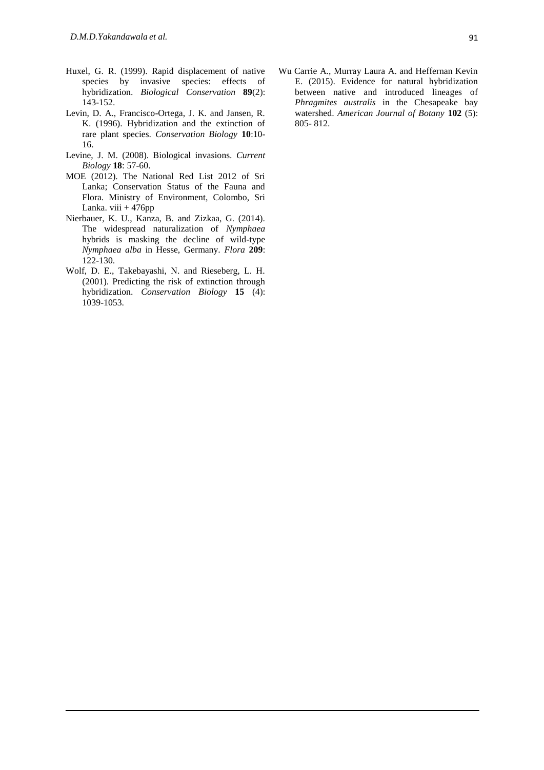Huxel, G. R. (1999). Rapid displacement of native species by invasive species: effects of hybridization. *Biological Conservation* **89**(2): 143-152.

Levin, D. A., Francisco-Ortega, J. K. and Jansen, R. K. (1996). Hybridization and the extinction of rare plant species. *Conservation Biology* **10**:10-16.

Levine, J. M. (2008). Biological invasions. *Current Biology* **18**: 57-60.

MOE (2012). The National Red List 2012 of Sri Lanka; Conservation Status of the Fauna and Flora. Ministry of Environment, Colombo, Sri Lanka. viii + 476pp

Nierbauer, K. U., Kanza, B. and Zizkaa, G. (2014). The widespread naturalization of *Nymphaea* hybrids is masking the decline of wild-type *Nymphaea alba* in Hesse, Germany. *Flora* **209**: 122-130.

Wolf, D. E., Takebayashi, N. and Rieseberg, L. H. (2001). Predicting the risk of extinction through hybridization. *Conservation Biology* **15** (4): 1039-1053.

Wu Carrie A., Murray Laura A. and Heffernan Kevin E. (2015). Evidence for natural hybridization between native and introduced lineages of *Phragmites australis* in the Chesapeake bay watershed. *American Journal of Botany* **102** (5): 805- 812.